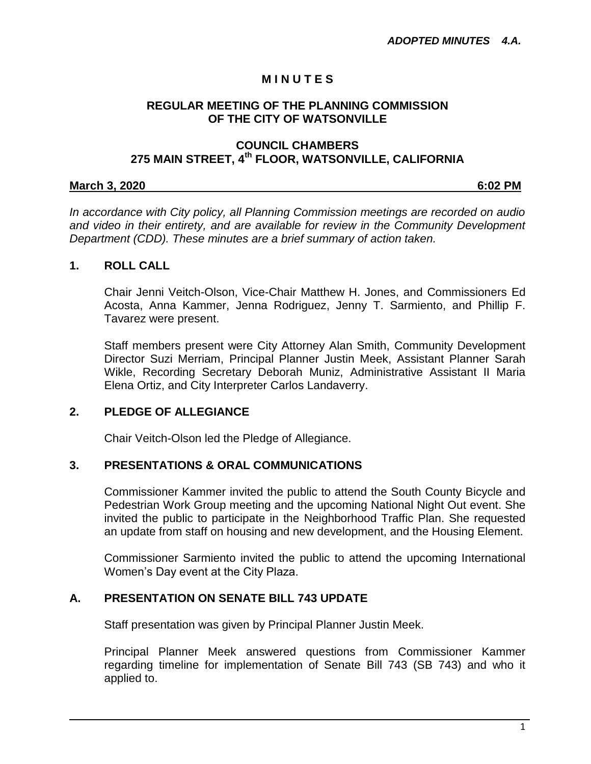*ADOPTED MINUTES 4.A.*

# M I N U T E S

## REGULAR MEETING OF THE PLANNING COMMISSION OF THE CITY OF WATSONVILLE

## COUNCIL CHAMBERS
## 275 MAIN STREET, 4th FLOOR, WATSONVILLE, CALIFORNIA

**March 3, 2020 6:02 PM**

*In accordance with City policy, all Planning Commission meetings are recorded on audio and video in their entirety, and are available for review in the Community Development Department (CDD). These minutes are a brief summary of action taken.*

### 1. ROLL CALL

Chair Jenni Veitch-Olson, Vice-Chair Matthew H. Jones, and Commissioners Ed Acosta, Anna Kammer, Jenna Rodriguez, Jenny T. Sarmiento, and Phillip F. Tavarez were present.

Staff members present were City Attorney Alan Smith, Community Development Director Suzi Merriam, Principal Planner Justin Meek, Assistant Planner Sarah Wikle, Recording Secretary Deborah Muniz, Administrative Assistant II Maria Elena Ortiz, and City Interpreter Carlos Landaverry.

### 2. PLEDGE OF ALLEGIANCE

Chair Veitch-Olson led the Pledge of Allegiance.

### 3. PRESENTATIONS & ORAL COMMUNICATIONS

Commissioner Kammer invited the public to attend the South County Bicycle and Pedestrian Work Group meeting and the upcoming National Night Out event. She invited the public to participate in the Neighborhood Traffic Plan. She requested an update from staff on housing and new development, and the Housing Element.

Commissioner Sarmiento invited the public to attend the upcoming International Women's Day event at the City Plaza.

### A. PRESENTATION ON SENATE BILL 743 UPDATE

Staff presentation was given by Principal Planner Justin Meek.

Principal Planner Meek answered questions from Commissioner Kammer regarding timeline for implementation of Senate Bill 743 (SB 743) and who it applied to.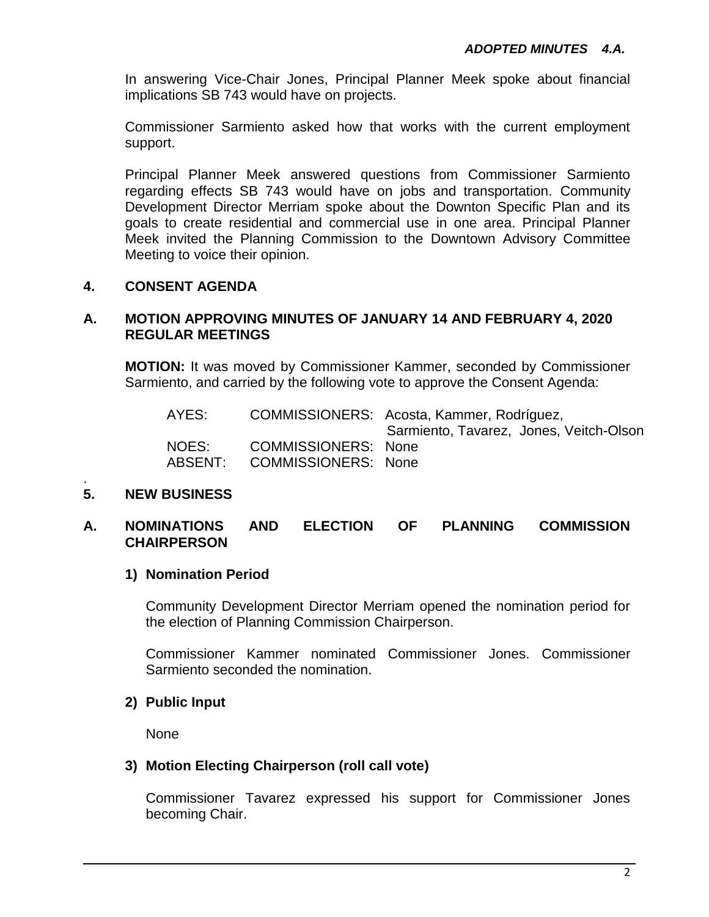In answering Vice-Chair Jones, Principal Planner Meek spoke about financial implications SB 743 would have on projects.

Commissioner Sarmiento asked how that works with the current employment support.

Principal Planner Meek answered questions from Commissioner Sarmiento regarding effects SB 743 would have on jobs and transportation. Community Development Director Merriam spoke about the Downton Specific Plan and its goals to create residential and commercial use in one area. Principal Planner Meek invited the Planning Commission to the Downtown Advisory Committee Meeting to voice their opinion.

## 4. CONSENT AGENDA

### A. MOTION APPROVING MINUTES OF JANUARY 14 AND FEBRUARY 4, 2020 REGULAR MEETINGS

**MOTION:** It was moved by Commissioner Kammer, seconded by Commissioner Sarmiento, and carried by the following vote to approve the Consent Agenda:

| | | |
|---|---|---|
| AYES: | COMMISSIONERS: | Acosta, Kammer, Rodríguez, Sarmiento, Tavarez, Jones, Veitch-Olson |
| NOES: | COMMISSIONERS: | None |
| ABSENT: | COMMISSIONERS: | None |

## 5. NEW BUSINESS

### A. NOMINATIONS AND ELECTION OF PLANNING COMMISSION CHAIRPERSON

#### 1) Nomination Period

Community Development Director Merriam opened the nomination period for the election of Planning Commission Chairperson.

Commissioner Kammer nominated Commissioner Jones. Commissioner Sarmiento seconded the nomination.

#### 2) Public Input

None

#### 3) Motion Electing Chairperson (roll call vote)

Commissioner Tavarez expressed his support for Commissioner Jones becoming Chair.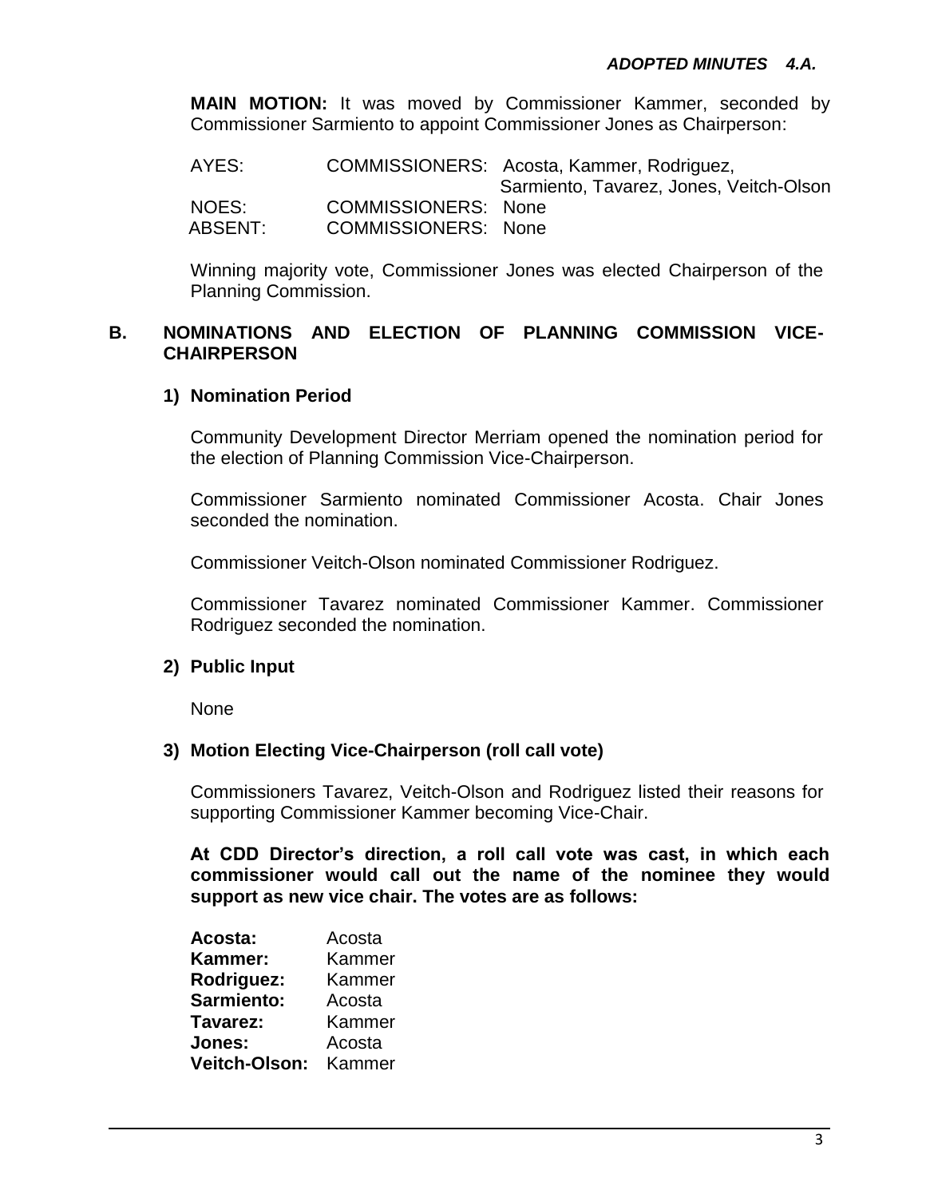**MAIN MOTION:** It was moved by Commissioner Kammer, seconded by Commissioner Sarmiento to appoint Commissioner Jones as Chairperson:

| | | |
|---|---|---|
| AYES: | COMMISSIONERS: | Acosta, Kammer, Rodriguez, Sarmiento, Tavarez, Jones, Veitch-Olson |
| NOES: | COMMISSIONERS: | None |
| ABSENT: | COMMISSIONERS: | None |

Winning majority vote, Commissioner Jones was elected Chairperson of the Planning Commission.

## B. NOMINATIONS AND ELECTION OF PLANNING COMMISSION VICE-CHAIRPERSON

### 1) Nomination Period

Community Development Director Merriam opened the nomination period for the election of Planning Commission Vice-Chairperson.

Commissioner Sarmiento nominated Commissioner Acosta. Chair Jones seconded the nomination.

Commissioner Veitch-Olson nominated Commissioner Rodriguez.

Commissioner Tavarez nominated Commissioner Kammer. Commissioner Rodriguez seconded the nomination.

### 2) Public Input

None

### 3) Motion Electing Vice-Chairperson (roll call vote)

Commissioners Tavarez, Veitch-Olson and Rodriguez listed their reasons for supporting Commissioner Kammer becoming Vice-Chair.

**At CDD Director's direction, a roll call vote was cast, in which each commissioner would call out the name of the nominee they would support as new vice chair. The votes are as follows:**

| | |
|---|---|
| **Acosta:** | Acosta |
| **Kammer:** | Kammer |
| **Rodriguez:** | Kammer |
| **Sarmiento:** | Acosta |
| **Tavarez:** | Kammer |
| **Jones:** | Acosta |
| **Veitch-Olson:** | Kammer |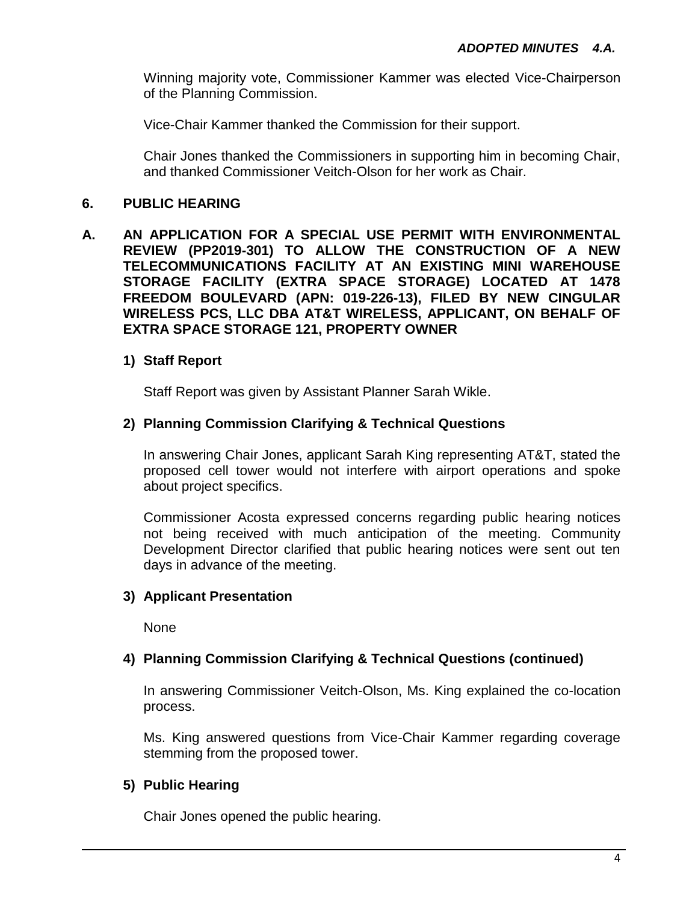Winning majority vote, Commissioner Kammer was elected Vice-Chairperson of the Planning Commission.

Vice-Chair Kammer thanked the Commission for their support.

Chair Jones thanked the Commissioners in supporting him in becoming Chair, and thanked Commissioner Veitch-Olson for her work as Chair.

## 6. PUBLIC HEARING

## A. AN APPLICATION FOR A SPECIAL USE PERMIT WITH ENVIRONMENTAL REVIEW (PP2019-301) TO ALLOW THE CONSTRUCTION OF A NEW TELECOMMUNICATIONS FACILITY AT AN EXISTING MINI WAREHOUSE STORAGE FACILITY (EXTRA SPACE STORAGE) LOCATED AT 1478 FREEDOM BOULEVARD (APN: 019-226-13), FILED BY NEW CINGULAR WIRELESS PCS, LLC DBA AT&T WIRELESS, APPLICANT, ON BEHALF OF EXTRA SPACE STORAGE 121, PROPERTY OWNER

### 1) Staff Report

Staff Report was given by Assistant Planner Sarah Wikle.

### 2) Planning Commission Clarifying & Technical Questions

In answering Chair Jones, applicant Sarah King representing AT&T, stated the proposed cell tower would not interfere with airport operations and spoke about project specifics.

Commissioner Acosta expressed concerns regarding public hearing notices not being received with much anticipation of the meeting. Community Development Director clarified that public hearing notices were sent out ten days in advance of the meeting.

### 3) Applicant Presentation

None

### 4) Planning Commission Clarifying & Technical Questions (continued)

In answering Commissioner Veitch-Olson, Ms. King explained the co-location process.

Ms. King answered questions from Vice-Chair Kammer regarding coverage stemming from the proposed tower.

### 5) Public Hearing

Chair Jones opened the public hearing.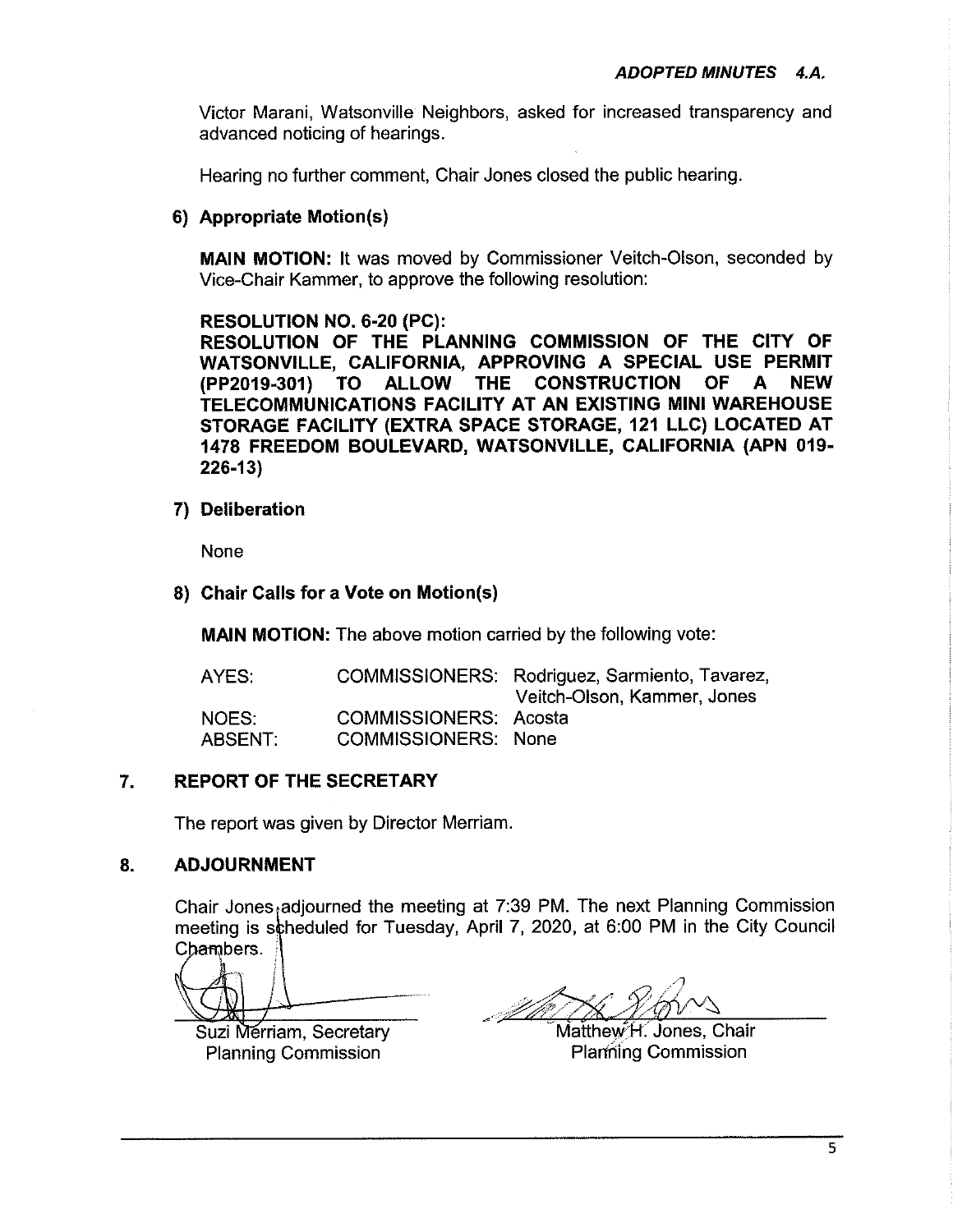***ADOPTED MINUTES 4.A.***

Victor Marani, Watsonville Neighbors, asked for increased transparency and advanced noticing of hearings.

Hearing no further comment, Chair Jones closed the public hearing.

**6) Appropriate Motion(s)**

**MAIN MOTION:** It was moved by Commissioner Veitch-Olson, seconded by Vice-Chair Kammer, to approve the following resolution:

**RESOLUTION NO. 6-20 (PC):**
**RESOLUTION OF THE PLANNING COMMISSION OF THE CITY OF WATSONVILLE, CALIFORNIA, APPROVING A SPECIAL USE PERMIT (PP2019-301) TO ALLOW THE CONSTRUCTION OF A NEW TELECOMMUNICATIONS FACILITY AT AN EXISTING MINI WAREHOUSE STORAGE FACILITY (EXTRA SPACE STORAGE, 121 LLC) LOCATED AT 1478 FREEDOM BOULEVARD, WATSONVILLE, CALIFORNIA (APN 019-226-13)**

**7) Deliberation**

None

**8) Chair Calls for a Vote on Motion(s)**

**MAIN MOTION:** The above motion carried by the following vote:

| | | |
|---|---|---|
| AYES: | COMMISSIONERS: | Rodriguez, Sarmiento, Tavarez, Veitch-Olson, Kammer, Jones |
| NOES: | COMMISSIONERS: | Acosta |
| ABSENT: | COMMISSIONERS: | None |

## 7. REPORT OF THE SECRETARY

The report was given by Director Merriam.

## 8. ADJOURNMENT

Chair Jones adjourned the meeting at 7:39 PM. The next Planning Commission meeting is scheduled for Tuesday, April 7, 2020, at 6:00 PM in the City Council Chambers.

Suzi Merriam, Secretary
Planning Commission

Matthew H. Jones, Chair
Planning Commission